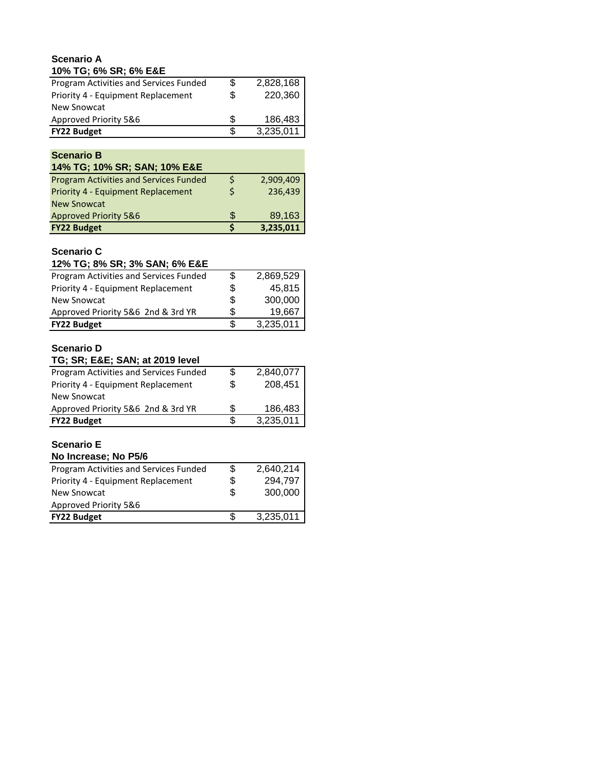### Scenario A

**10% TG; 6% SR; 6% E&E**

| Item | | Amount |
|---|---|---|
| Program Activities and Services Funded | $ | 2,828,168 |
| Priority 4 - Equipment Replacement | $ | 220,360 |
| New Snowcat | | |
| Approved Priority 5&6 | $ | 186,483 |
| **FY22 Budget** | $ | 3,235,011 |

### Scenario B

**14% TG; 10% SR; SAN; 10% E&E**

| Item | | Amount |
|---|---|---|
| Program Activities and Services Funded | $ | 2,909,409 |
| Priority 4 - Equipment Replacement | $ | 236,439 |
| New Snowcat | | |
| Approved Priority 5&6 | $ | 89,163 |
| **FY22 Budget** | **$** | **3,235,011** |

### Scenario C

**12% TG; 8% SR; 3% SAN; 6% E&E**

| Item | | Amount |
|---|---|---|
| Program Activities and Services Funded | $ | 2,869,529 |
| Priority 4 - Equipment Replacement | $ | 45,815 |
| New Snowcat | $ | 300,000 |
| Approved Priority 5&6 2nd & 3rd YR | $ | 19,667 |
| **FY22 Budget** | $ | 3,235,011 |

### Scenario D

**TG; SR; E&E; SAN; at 2019 level**

| Item | | Amount |
|---|---|---|
| Program Activities and Services Funded | $ | 2,840,077 |
| Priority 4 - Equipment Replacement | $ | 208,451 |
| New Snowcat | | |
| Approved Priority 5&6 2nd & 3rd YR | $ | 186,483 |
| **FY22 Budget** | $ | 3,235,011 |

### Scenario E

**No Increase; No P5/6**

| Item | | Amount |
|---|---|---|
| Program Activities and Services Funded | $ | 2,640,214 |
| Priority 4 - Equipment Replacement | $ | 294,797 |
| New Snowcat | $ | 300,000 |
| Approved Priority 5&6 | | |
| **FY22 Budget** | $ | 3,235,011 |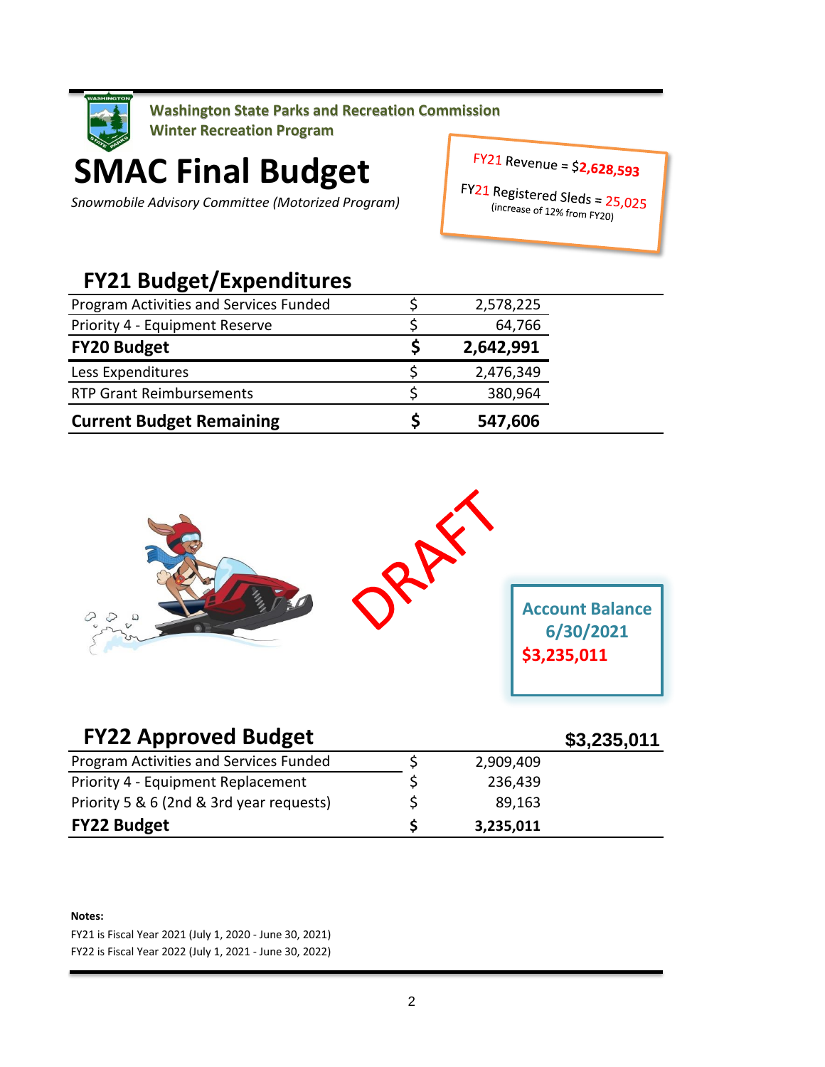**Washington State Parks and Recreation Commission**
**Winter Recreation Program**

# SMAC Final Budget

*Snowmobile Advisory Committee (Motorized Program)*

FY21 Revenue = $**2,628,593**

FY21 Registered Sleds = 25,025
(increase of 12% from FY20)

## FY21 Budget/Expenditures

| | | |
|---|---|---|
| Program Activities and Services Funded | $ | 2,578,225 |
| Priority 4 - Equipment Reserve | $ | 64,766 |
| **FY20 Budget** | **$** | **2,642,991** |
| Less Expenditures | $ | 2,476,349 |
| RTP Grant Reimbursements | $ | 380,964 |
| **Current Budget Remaining** | **$** | **547,606** |

DRAFT

**Account Balance 6/30/2021**
**$3,235,011**

## FY22 Approved Budget

**$3,235,011**

| | | |
|---|---|---|
| Program Activities and Services Funded | $ | 2,909,409 |
| Priority 4 - Equipment Replacement | $ | 236,439 |
| Priority 5 & 6 (2nd & 3rd year requests) | $ | 89,163 |
| **FY22 Budget** | **$** | **3,235,011** |

**Notes:**

FY21 is Fiscal Year 2021 (July 1, 2020 - June 30, 2021)
FY22 is Fiscal Year 2022 (July 1, 2021 - June 30, 2022)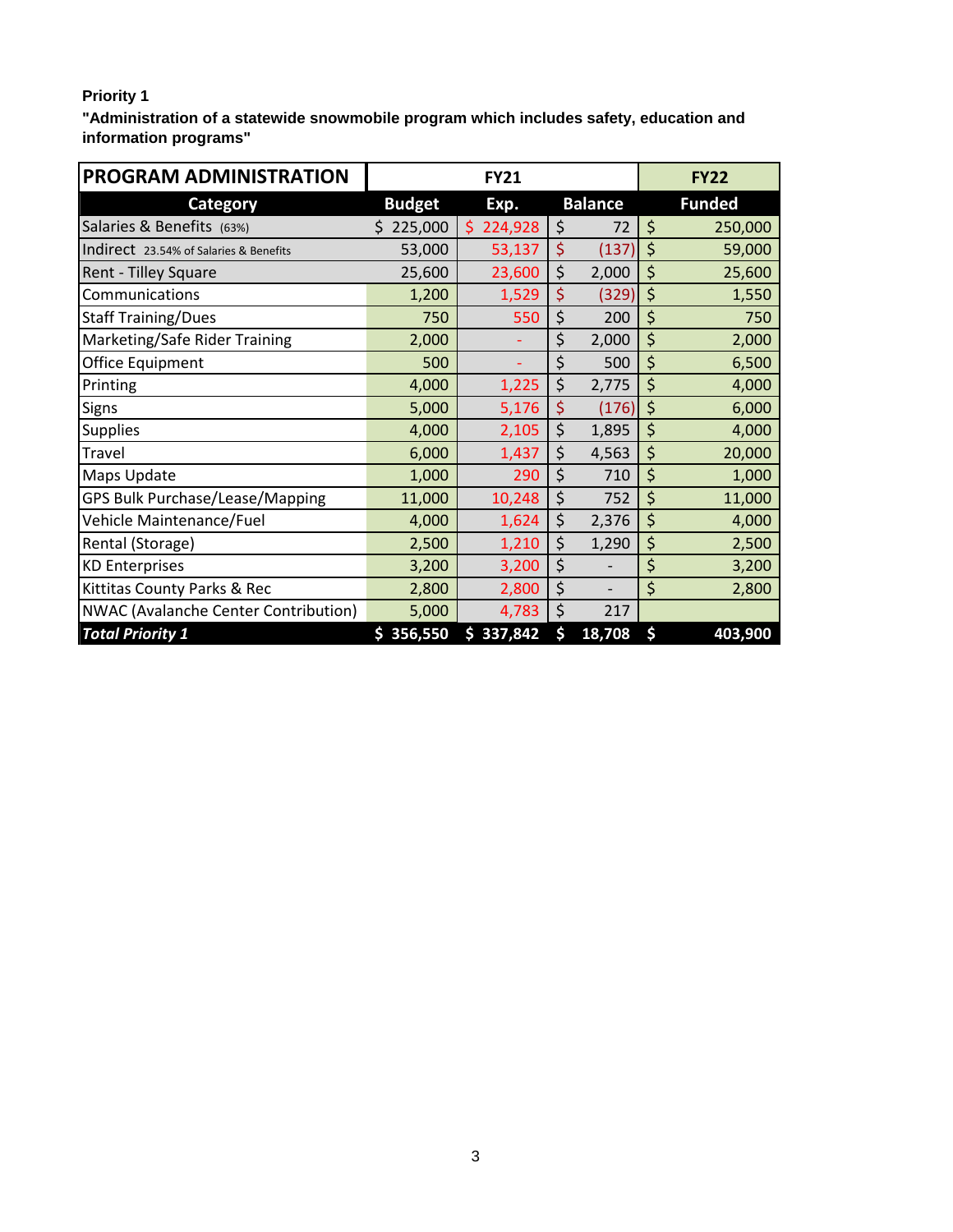**Priority 1**

**"Administration of a statewide snowmobile program which includes safety, education and information programs"**

| PROGRAM ADMINISTRATION | FY21 | | | FY22 |
|---|---|---|---|---|
| **Category** | **Budget** | **Exp.** | **Balance** | **Funded** |
| Salaries & Benefits (63%) | $ 225,000 | $ 224,928 | $ 72 | $ 250,000 |
| Indirect 23.54% of Salaries & Benefits | 53,000 | 53,137 | $ (137) | $ 59,000 |
| Rent - Tilley Square | 25,600 | 23,600 | $ 2,000 | $ 25,600 |
| Communications | 1,200 | 1,529 | $ (329) | $ 1,550 |
| Staff Training/Dues | 750 | 550 | $ 200 | $ 750 |
| Marketing/Safe Rider Training | 2,000 | - | $ 2,000 | $ 2,000 |
| Office Equipment | 500 | - | $ 500 | $ 6,500 |
| Printing | 4,000 | 1,225 | $ 2,775 | $ 4,000 |
| Signs | 5,000 | 5,176 | $ (176) | $ 6,000 |
| Supplies | 4,000 | 2,105 | $ 1,895 | $ 4,000 |
| Travel | 6,000 | 1,437 | $ 4,563 | $ 20,000 |
| Maps Update | 1,000 | 290 | $ 710 | $ 1,000 |
| GPS Bulk Purchase/Lease/Mapping | 11,000 | 10,248 | $ 752 | $ 11,000 |
| Vehicle Maintenance/Fuel | 4,000 | 1,624 | $ 2,376 | $ 4,000 |
| Rental (Storage) | 2,500 | 1,210 | $ 1,290 | $ 2,500 |
| KD Enterprises | 3,200 | 3,200 | $ - | $ 3,200 |
| Kittitas County Parks & Rec | 2,800 | 2,800 | $ - | $ 2,800 |
| NWAC (Avalanche Center Contribution) | 5,000 | 4,783 | $ 217 | |
| ***Total Priority 1*** | **$ 356,550** | **$ 337,842** | **$ 18,708** | **$ 403,900** |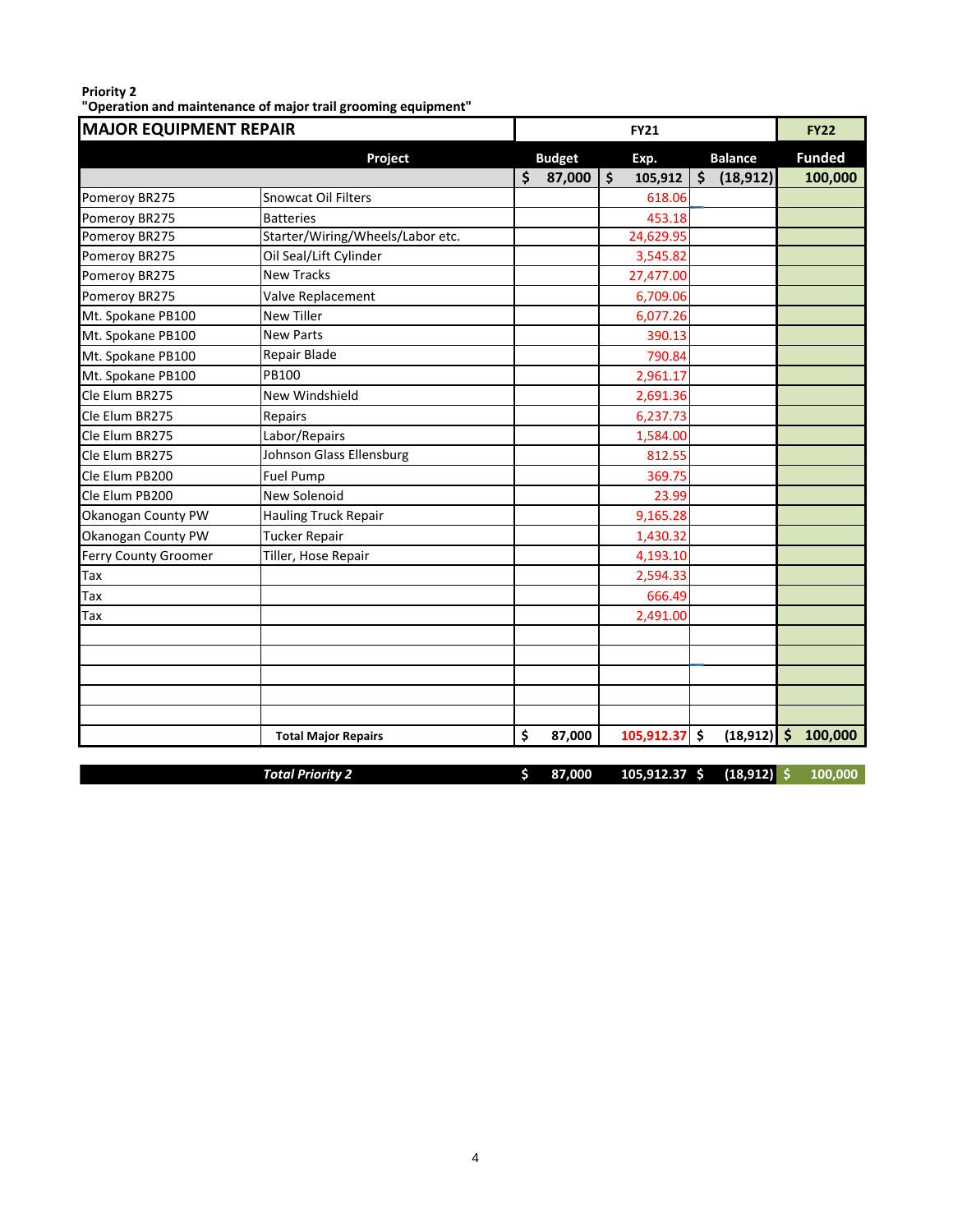**Priority 2**
**"Operation and maintenance of major trail grooming equipment"**

| MAJOR EQUIPMENT REPAIR | | FY21 | | | FY22 |
|---|---|---|---|---|---|
| | **Project** | **Budget** | **Exp.** | **Balance** | **Funded** |
| | | $ 87,000 | $ 105,912 | $ (18,912) | 100,000 |
| Pomeroy BR275 | Snowcat Oil Filters | | 618.06 | | |
| Pomeroy BR275 | Batteries | | 453.18 | | |
| Pomeroy BR275 | Starter/Wiring/Wheels/Labor etc. | | 24,629.95 | | |
| Pomeroy BR275 | Oil Seal/Lift Cylinder | | 3,545.82 | | |
| Pomeroy BR275 | New Tracks | | 27,477.00 | | |
| Pomeroy BR275 | Valve Replacement | | 6,709.06 | | |
| Mt. Spokane PB100 | New Tiller | | 6,077.26 | | |
| Mt. Spokane PB100 | New Parts | | 390.13 | | |
| Mt. Spokane PB100 | Repair Blade | | 790.84 | | |
| Mt. Spokane PB100 | PB100 | | 2,961.17 | | |
| Cle Elum BR275 | New Windshield | | 2,691.36 | | |
| Cle Elum BR275 | Repairs | | 6,237.73 | | |
| Cle Elum BR275 | Labor/Repairs | | 1,584.00 | | |
| Cle Elum BR275 | Johnson Glass Ellensburg | | 812.55 | | |
| Cle Elum PB200 | Fuel Pump | | 369.75 | | |
| Cle Elum PB200 | New Solenoid | | 23.99 | | |
| Okanogan County PW | Hauling Truck Repair | | 9,165.28 | | |
| Okanogan County PW | Tucker Repair | | 1,430.32 | | |
| Ferry County Groomer | Tiller, Hose Repair | | 4,193.10 | | |
| Tax | | | 2,594.33 | | |
| Tax | | | 666.49 | | |
| Tax | | | 2,491.00 | | |
| | | | | | |
| | | | | | |
| | | | | | |
| | | | | | |
| | | | | | |
| | **Total Major Repairs** | $ 87,000 | 105,912.37 | $ (18,912) | $ 100,000 |
| | ***Total Priority 2*** | $ 87,000 | 105,912.37 | $ (18,912) | $ 100,000 |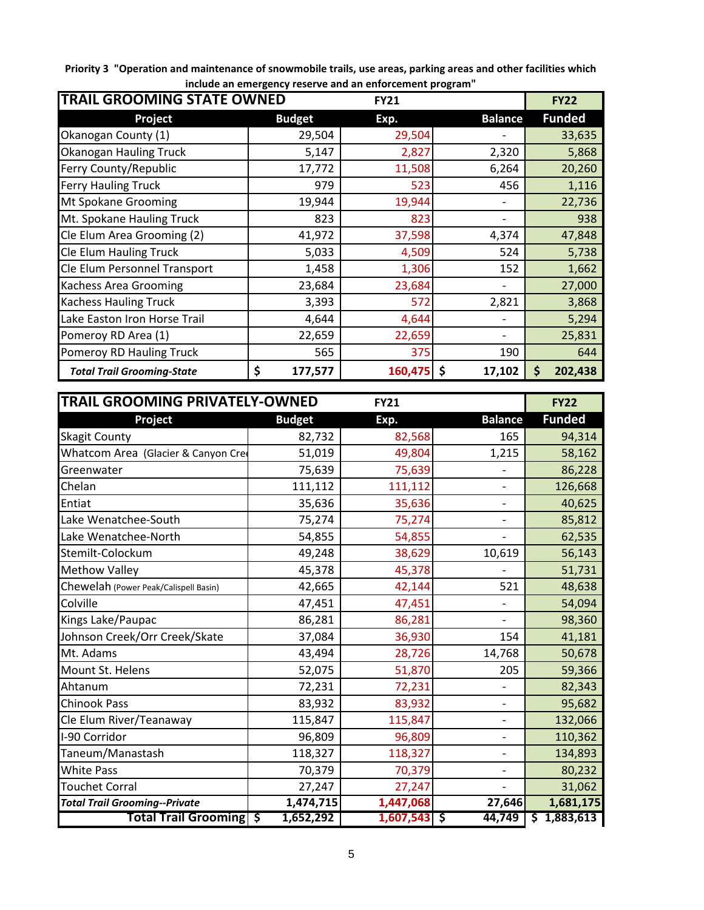**Priority 3 "Operation and maintenance of snowmobile trails, use areas, parking areas and other facilities which include an emergency reserve and an enforcement program"**

| TRAIL GROOMING STATE OWNED | FY21 | | | FY22 |
|---|---|---|---|---|
| **Project** | **Budget** | **Exp.** | **Balance** | **Funded** |
| Okanogan County (1) | 29,504 | 29,504 | - | 33,635 |
| Okanogan Hauling Truck | 5,147 | 2,827 | 2,320 | 5,868 |
| Ferry County/Republic | 17,772 | 11,508 | 6,264 | 20,260 |
| Ferry Hauling Truck | 979 | 523 | 456 | 1,116 |
| Mt Spokane Grooming | 19,944 | 19,944 | - | 22,736 |
| Mt. Spokane Hauling Truck | 823 | 823 | - | 938 |
| Cle Elum Area Grooming (2) | 41,972 | 37,598 | 4,374 | 47,848 |
| Cle Elum Hauling Truck | 5,033 | 4,509 | 524 | 5,738 |
| Cle Elum Personnel Transport | 1,458 | 1,306 | 152 | 1,662 |
| Kachess Area Grooming | 23,684 | 23,684 | - | 27,000 |
| Kachess Hauling Truck | 3,393 | 572 | 2,821 | 3,868 |
| Lake Easton Iron Horse Trail | 4,644 | 4,644 | - | 5,294 |
| Pomeroy RD Area (1) | 22,659 | 22,659 | - | 25,831 |
| Pomeroy RD Hauling Truck | 565 | 375 | 190 | 644 |
| ***Total Trail Grooming-State*** | **$ 177,577** | **160,475** | **$ 17,102** | **$ 202,438** |

| TRAIL GROOMING PRIVATELY-OWNED | FY21 | | | FY22 |
|---|---|---|---|---|
| **Project** | **Budget** | **Exp.** | **Balance** | **Funded** |
| Skagit County | 82,732 | 82,568 | 165 | 94,314 |
| Whatcom Area (Glacier & Canyon Cree | 51,019 | 49,804 | 1,215 | 58,162 |
| Greenwater | 75,639 | 75,639 | - | 86,228 |
| Chelan | 111,112 | 111,112 | - | 126,668 |
| Entiat | 35,636 | 35,636 | - | 40,625 |
| Lake Wenatchee-South | 75,274 | 75,274 | - | 85,812 |
| Lake Wenatchee-North | 54,855 | 54,855 | - | 62,535 |
| Stemilt-Colockum | 49,248 | 38,629 | 10,619 | 56,143 |
| Methow Valley | 45,378 | 45,378 | - | 51,731 |
| Chewelah (Power Peak/Calispell Basin) | 42,665 | 42,144 | 521 | 48,638 |
| Colville | 47,451 | 47,451 | - | 54,094 |
| Kings Lake/Paupac | 86,281 | 86,281 | - | 98,360 |
| Johnson Creek/Orr Creek/Skate | 37,084 | 36,930 | 154 | 41,181 |
| Mt. Adams | 43,494 | 28,726 | 14,768 | 50,678 |
| Mount St. Helens | 52,075 | 51,870 | 205 | 59,366 |
| Ahtanum | 72,231 | 72,231 | - | 82,343 |
| Chinook Pass | 83,932 | 83,932 | - | 95,682 |
| Cle Elum River/Teanaway | 115,847 | 115,847 | - | 132,066 |
| I-90 Corridor | 96,809 | 96,809 | - | 110,362 |
| Taneum/Manastash | 118,327 | 118,327 | - | 134,893 |
| White Pass | 70,379 | 70,379 | - | 80,232 |
| Touchet Corral | 27,247 | 27,247 | - | 31,062 |
| ***Total Trail Grooming--Private*** | **1,474,715** | **1,447,068** | **27,646** | **1,681,175** |
| **Total Trail Grooming** | **$ 1,652,292** | **1,607,543** | **$ 44,749** | **$ 1,883,613** |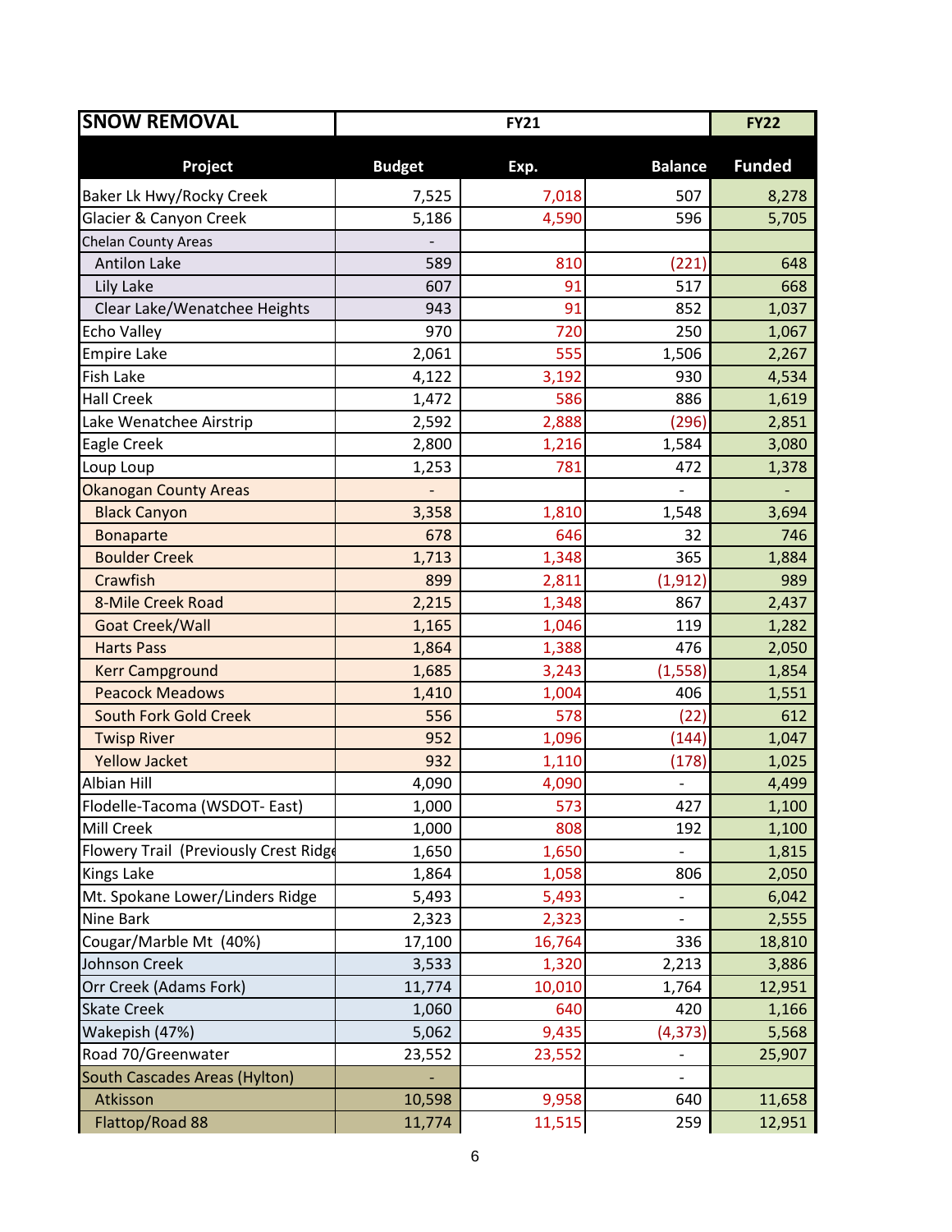| SNOW REMOVAL | FY21 | | | FY22 |
|---|---|---|---|---|
| Project | Budget | Exp. | Balance | Funded |
| Baker Lk Hwy/Rocky Creek | 7,525 | 7,018 | 507 | 8,278 |
| Glacier & Canyon Creek | 5,186 | 4,590 | 596 | 5,705 |
| Chelan County Areas | - | | | |
| Antilon Lake | 589 | 810 | (221) | 648 |
| Lily Lake | 607 | 91 | 517 | 668 |
| Clear Lake/Wenatchee Heights | 943 | 91 | 852 | 1,037 |
| Echo Valley | 970 | 720 | 250 | 1,067 |
| Empire Lake | 2,061 | 555 | 1,506 | 2,267 |
| Fish Lake | 4,122 | 3,192 | 930 | 4,534 |
| Hall Creek | 1,472 | 586 | 886 | 1,619 |
| Lake Wenatchee Airstrip | 2,592 | 2,888 | (296) | 2,851 |
| Eagle Creek | 2,800 | 1,216 | 1,584 | 3,080 |
| Loup Loup | 1,253 | 781 | 472 | 1,378 |
| Okanogan County Areas | - | | - | - |
| Black Canyon | 3,358 | 1,810 | 1,548 | 3,694 |
| Bonaparte | 678 | 646 | 32 | 746 |
| Boulder Creek | 1,713 | 1,348 | 365 | 1,884 |
| Crawfish | 899 | 2,811 | (1,912) | 989 |
| 8-Mile Creek Road | 2,215 | 1,348 | 867 | 2,437 |
| Goat Creek/Wall | 1,165 | 1,046 | 119 | 1,282 |
| Harts Pass | 1,864 | 1,388 | 476 | 2,050 |
| Kerr Campground | 1,685 | 3,243 | (1,558) | 1,854 |
| Peacock Meadows | 1,410 | 1,004 | 406 | 1,551 |
| South Fork Gold Creek | 556 | 578 | (22) | 612 |
| Twisp River | 952 | 1,096 | (144) | 1,047 |
| Yellow Jacket | 932 | 1,110 | (178) | 1,025 |
| Albian Hill | 4,090 | 4,090 | - | 4,499 |
| Flodelle-Tacoma (WSDOT- East) | 1,000 | 573 | 427 | 1,100 |
| Mill Creek | 1,000 | 808 | 192 | 1,100 |
| Flowery Trail (Previously Crest Ridge | 1,650 | 1,650 | - | 1,815 |
| Kings Lake | 1,864 | 1,058 | 806 | 2,050 |
| Mt. Spokane Lower/Linders Ridge | 5,493 | 5,493 | - | 6,042 |
| Nine Bark | 2,323 | 2,323 | - | 2,555 |
| Cougar/Marble Mt (40%) | 17,100 | 16,764 | 336 | 18,810 |
| Johnson Creek | 3,533 | 1,320 | 2,213 | 3,886 |
| Orr Creek (Adams Fork) | 11,774 | 10,010 | 1,764 | 12,951 |
| Skate Creek | 1,060 | 640 | 420 | 1,166 |
| Wakepish (47%) | 5,062 | 9,435 | (4,373) | 5,568 |
| Road 70/Greenwater | 23,552 | 23,552 | - | 25,907 |
| South Cascades Areas (Hylton) | - | | - | |
| Atkisson | 10,598 | 9,958 | 640 | 11,658 |
| Flattop/Road 88 | 11,774 | 11,515 | 259 | 12,951 |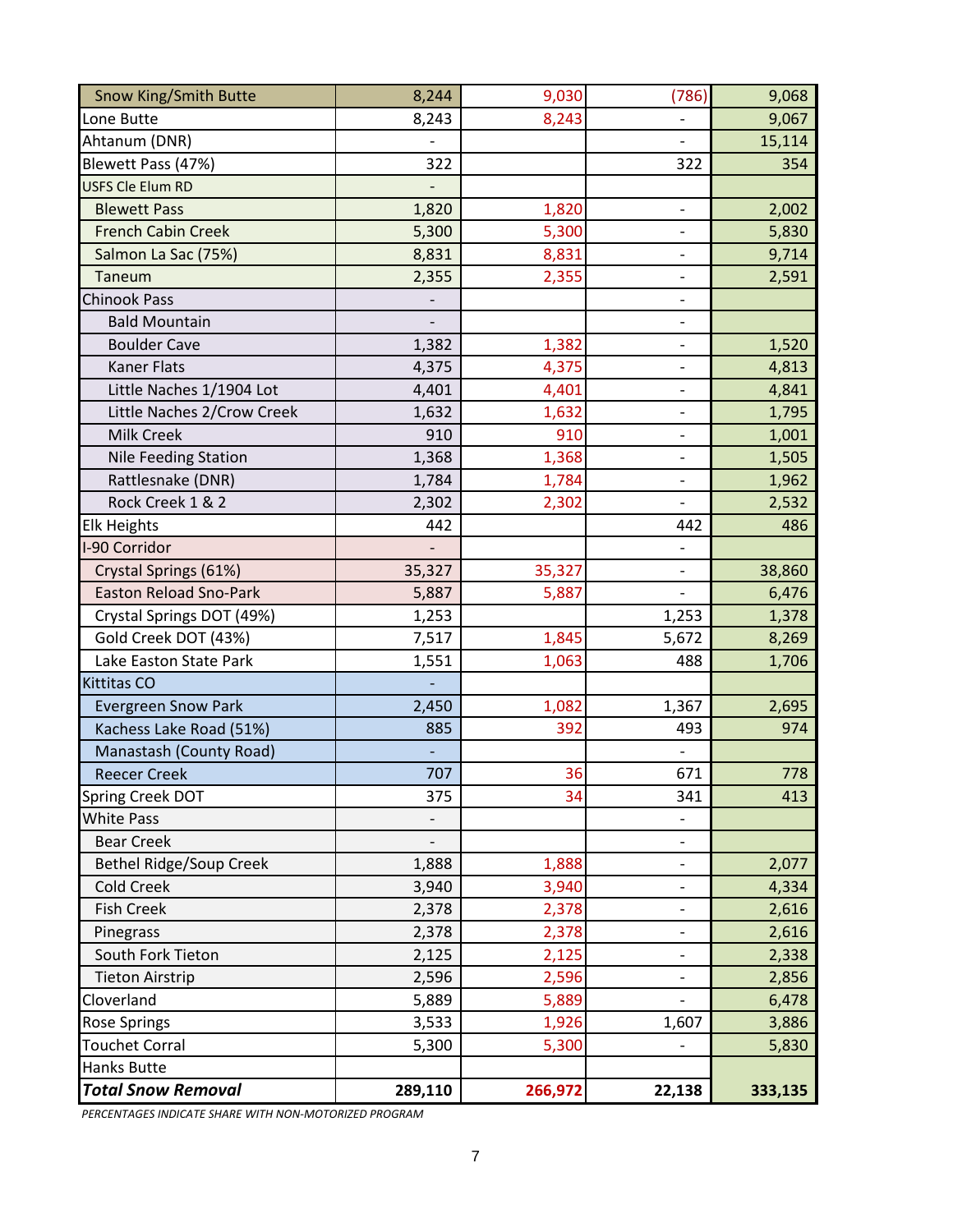| | | | | |
|---|---|---|---|---|
| Snow King/Smith Butte | 8,244 | 9,030 | (786) | 9,068 |
| Lone Butte | 8,243 | 8,243 | - | 9,067 |
| Ahtanum (DNR) | - | | - | 15,114 |
| Blewett Pass (47%) | 322 | | 322 | 354 |
| USFS Cle Elum RD | - | | | |
| Blewett Pass | 1,820 | 1,820 | - | 2,002 |
| French Cabin Creek | 5,300 | 5,300 | - | 5,830 |
| Salmon La Sac (75%) | 8,831 | 8,831 | - | 9,714 |
| Taneum | 2,355 | 2,355 | - | 2,591 |
| Chinook Pass | - | | - | |
| Bald Mountain | - | | - | |
| Boulder Cave | 1,382 | 1,382 | - | 1,520 |
| Kaner Flats | 4,375 | 4,375 | - | 4,813 |
| Little Naches 1/1904 Lot | 4,401 | 4,401 | - | 4,841 |
| Little Naches 2/Crow Creek | 1,632 | 1,632 | - | 1,795 |
| Milk Creek | 910 | 910 | - | 1,001 |
| Nile Feeding Station | 1,368 | 1,368 | - | 1,505 |
| Rattlesnake (DNR) | 1,784 | 1,784 | - | 1,962 |
| Rock Creek 1 & 2 | 2,302 | 2,302 | - | 2,532 |
| Elk Heights | 442 | | 442 | 486 |
| I-90 Corridor | - | | - | |
| Crystal Springs (61%) | 35,327 | 35,327 | - | 38,860 |
| Easton Reload Sno-Park | 5,887 | 5,887 | - | 6,476 |
| Crystal Springs DOT (49%) | 1,253 | | 1,253 | 1,378 |
| Gold Creek DOT (43%) | 7,517 | 1,845 | 5,672 | 8,269 |
| Lake Easton State Park | 1,551 | 1,063 | 488 | 1,706 |
| Kittitas CO | - | | | |
| Evergreen Snow Park | 2,450 | 1,082 | 1,367 | 2,695 |
| Kachess Lake Road (51%) | 885 | 392 | 493 | 974 |
| Manastash (County Road) | - | | - | |
| Reecer Creek | 707 | 36 | 671 | 778 |
| Spring Creek DOT | 375 | 34 | 341 | 413 |
| White Pass | - | | - | |
| Bear Creek | - | | - | |
| Bethel Ridge/Soup Creek | 1,888 | 1,888 | - | 2,077 |
| Cold Creek | 3,940 | 3,940 | - | 4,334 |
| Fish Creek | 2,378 | 2,378 | - | 2,616 |
| Pinegrass | 2,378 | 2,378 | - | 2,616 |
| South Fork Tieton | 2,125 | 2,125 | - | 2,338 |
| Tieton Airstrip | 2,596 | 2,596 | - | 2,856 |
| Cloverland | 5,889 | 5,889 | - | 6,478 |
| Rose Springs | 3,533 | 1,926 | 1,607 | 3,886 |
| Touchet Corral | 5,300 | 5,300 | - | 5,830 |
| Hanks Butte | | | | |
| ***Total Snow Removal*** | **289,110** | **266,972** | **22,138** | **333,135** |

*PERCENTAGES INDICATE SHARE WITH NON-MOTORIZED PROGRAM*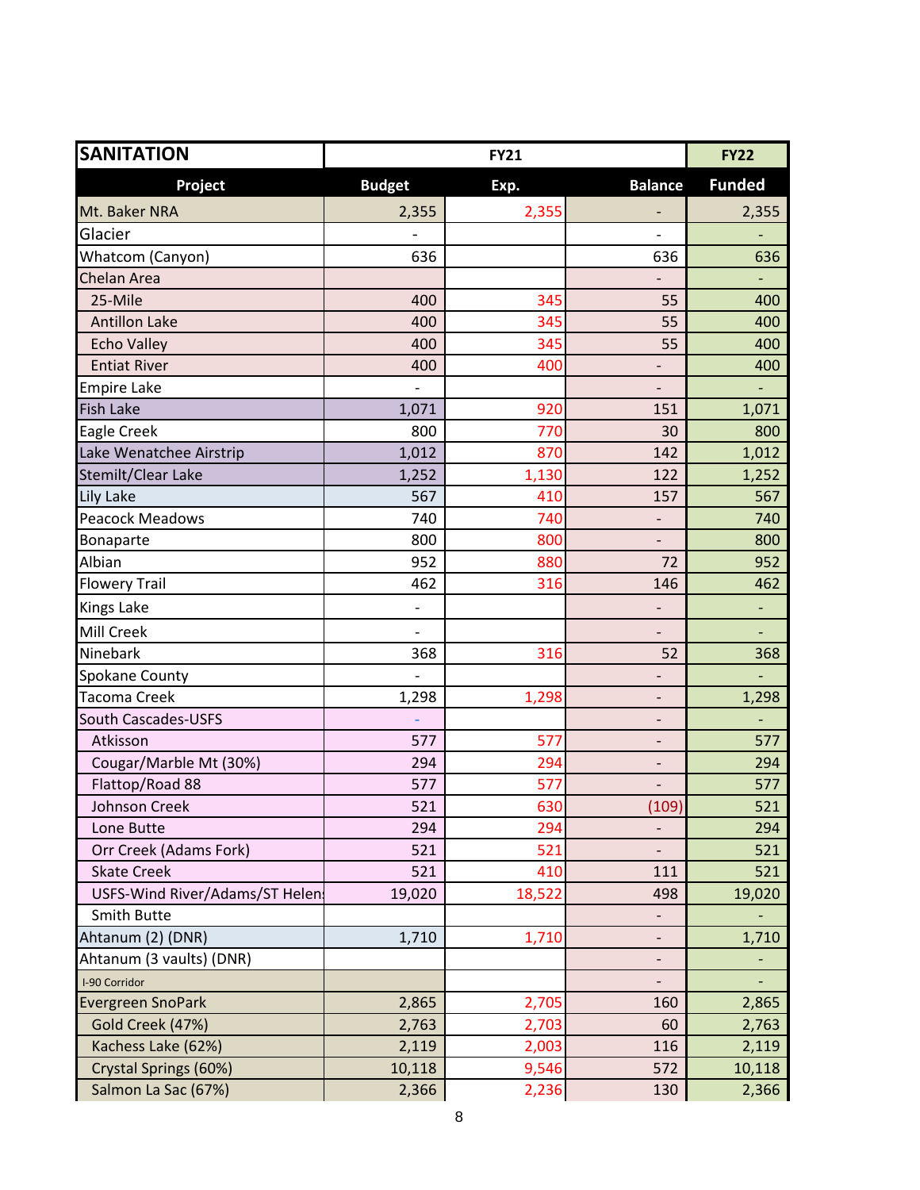| SANITATION | FY21 | | | FY22 |
|---|---|---|---|---|
| Project | Budget | Exp. | Balance | Funded |
| Mt. Baker NRA | 2,355 | 2,355 | - | 2,355 |
| Glacier | - | | - | - |
| Whatcom (Canyon) | 636 | | 636 | 636 |
| Chelan Area | | | - | - |
| 25-Mile | 400 | 345 | 55 | 400 |
| Antillon Lake | 400 | 345 | 55 | 400 |
| Echo Valley | 400 | 345 | 55 | 400 |
| Entiat River | 400 | 400 | - | 400 |
| Empire Lake | - | | - | - |
| Fish Lake | 1,071 | 920 | 151 | 1,071 |
| Eagle Creek | 800 | 770 | 30 | 800 |
| Lake Wenatchee Airstrip | 1,012 | 870 | 142 | 1,012 |
| Stemilt/Clear Lake | 1,252 | 1,130 | 122 | 1,252 |
| Lily Lake | 567 | 410 | 157 | 567 |
| Peacock Meadows | 740 | 740 | - | 740 |
| Bonaparte | 800 | 800 | - | 800 |
| Albian | 952 | 880 | 72 | 952 |
| Flowery Trail | 462 | 316 | 146 | 462 |
| Kings Lake | - | | - | - |
| Mill Creek | - | | - | - |
| Ninebark | 368 | 316 | 52 | 368 |
| Spokane County | - | | - | - |
| Tacoma Creek | 1,298 | 1,298 | - | 1,298 |
| South Cascades-USFS | - | | - | - |
| Atkisson | 577 | 577 | - | 577 |
| Cougar/Marble Mt (30%) | 294 | 294 | - | 294 |
| Flattop/Road 88 | 577 | 577 | - | 577 |
| Johnson Creek | 521 | 630 | (109) | 521 |
| Lone Butte | 294 | 294 | - | 294 |
| Orr Creek (Adams Fork) | 521 | 521 | - | 521 |
| Skate Creek | 521 | 410 | 111 | 521 |
| USFS-Wind River/Adams/ST Helen: | 19,020 | 18,522 | 498 | 19,020 |
| Smith Butte | | | - | - |
| Ahtanum (2) (DNR) | 1,710 | 1,710 | - | 1,710 |
| Ahtanum (3 vaults) (DNR) | | | - | - |
| I-90 Corridor | | | - | - |
| Evergreen SnoPark | 2,865 | 2,705 | 160 | 2,865 |
| Gold Creek (47%) | 2,763 | 2,703 | 60 | 2,763 |
| Kachess Lake (62%) | 2,119 | 2,003 | 116 | 2,119 |
| Crystal Springs (60%) | 10,118 | 9,546 | 572 | 10,118 |
| Salmon La Sac (67%) | 2,366 | 2,236 | 130 | 2,366 |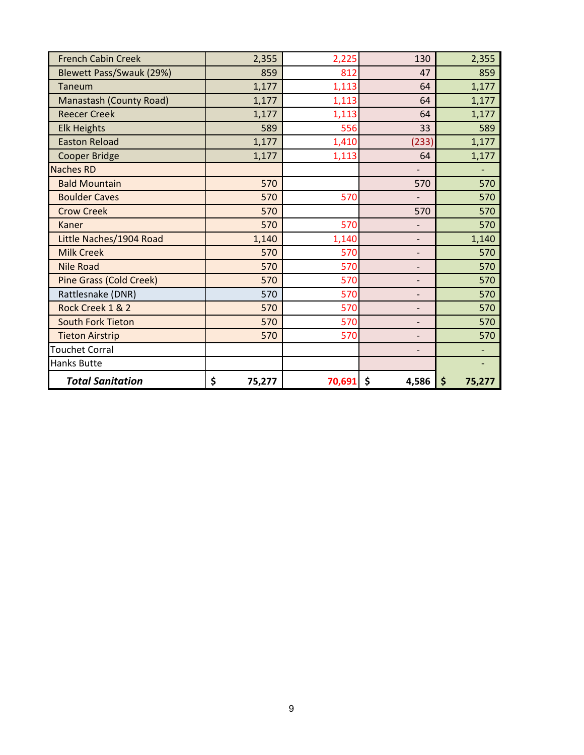| | | | | |
|---|---|---|---|---|
| French Cabin Creek | 2,355 | 2,225 | 130 | 2,355 |
| Blewett Pass/Swauk (29%) | 859 | 812 | 47 | 859 |
| Taneum | 1,177 | 1,113 | 64 | 1,177 |
| Manastash (County Road) | 1,177 | 1,113 | 64 | 1,177 |
| Reecer Creek | 1,177 | 1,113 | 64 | 1,177 |
| Elk Heights | 589 | 556 | 33 | 589 |
| Easton Reload | 1,177 | 1,410 | (233) | 1,177 |
| Cooper Bridge | 1,177 | 1,113 | 64 | 1,177 |
| Naches RD | | | - | - |
| Bald Mountain | 570 | | 570 | 570 |
| Boulder Caves | 570 | 570 | - | 570 |
| Crow Creek | 570 | | 570 | 570 |
| Kaner | 570 | 570 | - | 570 |
| Little Naches/1904 Road | 1,140 | 1,140 | - | 1,140 |
| Milk Creek | 570 | 570 | - | 570 |
| Nile Road | 570 | 570 | - | 570 |
| Pine Grass (Cold Creek) | 570 | 570 | - | 570 |
| Rattlesnake (DNR) | 570 | 570 | - | 570 |
| Rock Creek 1 & 2 | 570 | 570 | - | 570 |
| South Fork Tieton | 570 | 570 | - | 570 |
| Tieton Airstrip | 570 | 570 | - | 570 |
| Touchet Corral | | | - | - |
| Hanks Butte | | | | - |
| ***Total Sanitation*** | **$ 75,277** | **70,691** | **$ 4,586** | **$ 75,277** |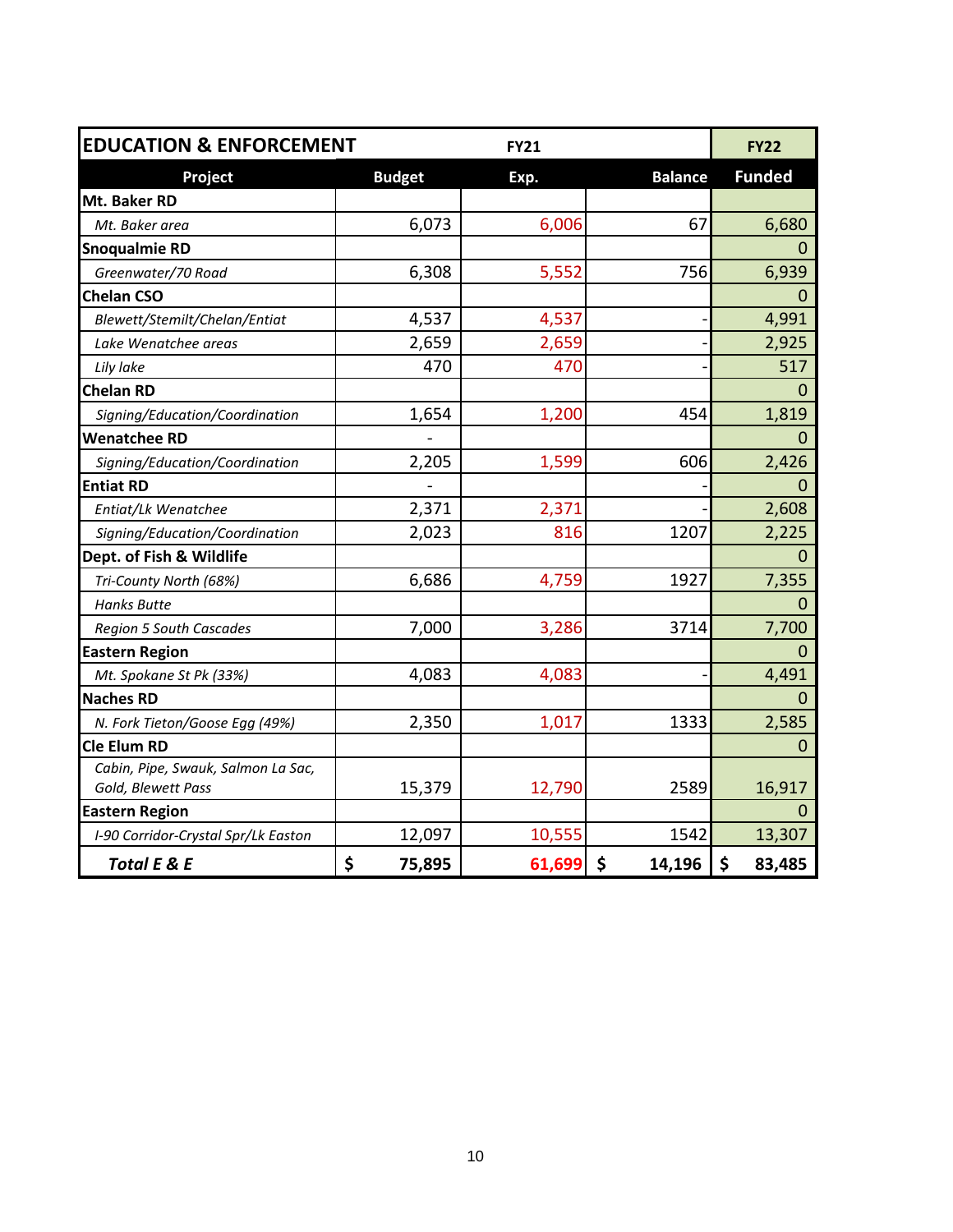| EDUCATION & ENFORCEMENT | FY21 | | | FY22 |
|---|---|---|---|---|
| **Project** | **Budget** | **Exp.** | **Balance** | **Funded** |
| **Mt. Baker RD** | | | | |
| *Mt. Baker area* | 6,073 | 6,006 | 67 | 6,680 |
| **Snoqualmie RD** | | | | 0 |
| *Greenwater/70 Road* | 6,308 | 5,552 | 756 | 6,939 |
| **Chelan CSO** | | | | 0 |
| *Blewett/Stemilt/Chelan/Entiat* | 4,537 | 4,537 | - | 4,991 |
| *Lake Wenatchee areas* | 2,659 | 2,659 | - | 2,925 |
| *Lily lake* | 470 | 470 | - | 517 |
| **Chelan RD** | | | | 0 |
| *Signing/Education/Coordination* | 1,654 | 1,200 | 454 | 1,819 |
| **Wenatchee RD** | - | | | 0 |
| *Signing/Education/Coordination* | 2,205 | 1,599 | 606 | 2,426 |
| **Entiat RD** | - | | - | 0 |
| *Entiat/Lk Wenatchee* | 2,371 | 2,371 | - | 2,608 |
| *Signing/Education/Coordination* | 2,023 | 816 | 1207 | 2,225 |
| **Dept. of Fish & Wildlife** | | | | 0 |
| *Tri-County North (68%)* | 6,686 | 4,759 | 1927 | 7,355 |
| *Hanks Butte* | | | | 0 |
| *Region 5 South Cascades* | 7,000 | 3,286 | 3714 | 7,700 |
| **Eastern Region** | | | | 0 |
| *Mt. Spokane St Pk (33%)* | 4,083 | 4,083 | - | 4,491 |
| **Naches RD** | | | | 0 |
| *N. Fork Tieton/Goose Egg (49%)* | 2,350 | 1,017 | 1333 | 2,585 |
| **Cle Elum RD** | | | | 0 |
| *Cabin, Pipe, Swauk, Salmon La Sac, Gold, Blewett Pass* | 15,379 | 12,790 | 2589 | 16,917 |
| **Eastern Region** | | | | 0 |
| *I-90 Corridor-Crystal Spr/Lk Easton* | 12,097 | 10,555 | 1542 | 13,307 |
| ***Total E & E*** | **$ 75,895** | **61,699** | **$ 14,196** | **$ 83,485** |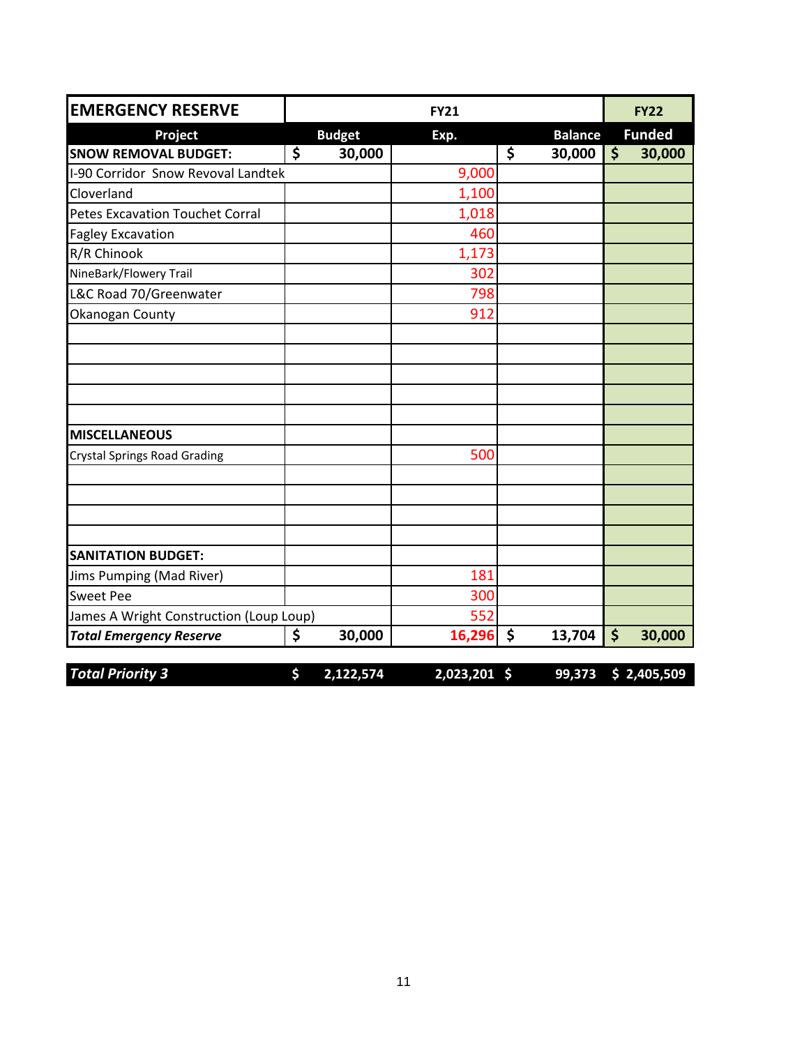| EMERGENCY RESERVE | FY21 | | | FY22 |
|---|---|---|---|---|
| **Project** | **Budget** | **Exp.** | **Balance** | **Funded** |
| **SNOW REMOVAL BUDGET:** | $ 30,000 | | $ 30,000 | $ 30,000 |
| I-90 Corridor Snow Revoval Landtek | | 9,000 | | |
| Cloverland | | 1,100 | | |
| Petes Excavation Touchet Corral | | 1,018 | | |
| Fagley Excavation | | 460 | | |
| R/R Chinook | | 1,173 | | |
| NineBark/Flowery Trail | | 302 | | |
| L&C Road 70/Greenwater | | 798 | | |
| Okanogan County | | 912 | | |
| | | | | |
| | | | | |
| | | | | |
| | | | | |
| | | | | |
| **MISCELLANEOUS** | | | | |
| Crystal Springs Road Grading | | 500 | | |
| | | | | |
| | | | | |
| | | | | |
| | | | | |
| **SANITATION BUDGET:** | | | | |
| Jims Pumping (Mad River) | | 181 | | |
| Sweet Pee | | 300 | | |
| James A Wright Construction (Loup Loup) | | 552 | | |
| ***Total Emergency Reserve*** | $ 30,000 | 16,296 | $ 13,704 | $ 30,000 |
| | | | | |
| ***Total Priority 3*** | $ 2,122,574 | 2,023,201 | $ 99,373 | $ 2,405,509 |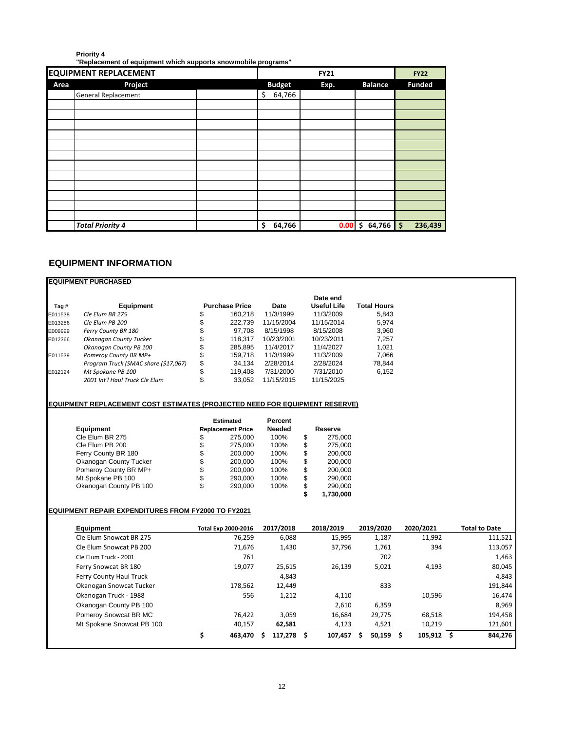**Priority 4**
**"Replacement of equipment which supports snowmobile programs"**

| EQUIPMENT REPLACEMENT | | | FY21 | | | FY22 |
|---|---|---|---|---|---|---|
| **Area** | **Project** | | **Budget** | **Exp.** | **Balance** | **Funded** |
| | General Replacement | | $ 64,766 | | | |
| | | | | | | |
| | | | | | | |
| | | | | | | |
| | | | | | | |
| | | | | | | |
| | | | | | | |
| | | | | | | |
| | | | | | | |
| | | | | | | |
| | | | | | | |
| | | | | | | |
| | | | | | | |
| | ***Total Priority 4*** | | **$ 64,766** | **0.00** | **$ 64,766** | **$ 236,439** |

## EQUIPMENT INFORMATION

**EQUIPMENT PURCHASED**

| Tag # | Equipment | Purchase Price | Date | Date end Useful Life | Total Hours |
|---|---|---|---|---|---|
| E011538 | *Cle Elum BR 275* | $ 160,218 | 11/3/1999 | 11/3/2009 | 5,843 |
| E013286 | *Cle Elum PB 200* | $ 222,739 | 11/15/2004 | 11/15/2014 | 5,974 |
| E009999 | *Ferry County BR 180* | $ 97,708 | 8/15/1998 | 8/15/2008 | 3,960 |
| E012366 | *Okanogan County Tucker* | $ 118,317 | 10/23/2001 | 10/23/2011 | 7,257 |
| | *Okanogan County PB 100* | $ 285,895 | 11/4/2017 | 11/4/2027 | 1,021 |
| E011539 | *Pomeroy County BR MP+* | $ 159,718 | 11/3/1999 | 11/3/2009 | 7,066 |
| | *Program Truck (SMAC share ($17,067)* | $ 34,134 | 2/28/2014 | 2/28/2024 | 78,844 |
| E012124 | *Mt Spokane PB 100* | $ 119,408 | 7/31/2000 | 7/31/2010 | 6,152 |
| | *2001 Int'l Haul Truck Cle Elum* | $ 33,052 | 11/15/2015 | 11/15/2025 | |

**EQUIPMENT REPLACEMENT COST ESTIMATES (PROJECTED NEED FOR EQUIPMENT RESERVE)**

| Equipment | Estimated Replacement Price | Percent Needed | Reserve |
|---|---|---|---|
| Cle Elum BR 275 | $ 275,000 | 100% | $ 275,000 |
| Cle Elum PB 200 | $ 275,000 | 100% | $ 275,000 |
| Ferry County BR 180 | $ 200,000 | 100% | $ 200,000 |
| Okanogan County Tucker | $ 200,000 | 100% | $ 200,000 |
| Pomeroy County BR MP+ | $ 200,000 | 100% | $ 200,000 |
| Mt Spokane PB 100 | $ 290,000 | 100% | $ 290,000 |
| Okanogan County PB 100 | $ 290,000 | 100% | $ 290,000 |
| | | | **$ 1,730,000** |

**EQUIPMENT REPAIR EXPENDITURES FROM FY2000 TO FY2021**

| Equipment | Total Exp 2000-2016 | 2017/2018 | 2018/2019 | 2019/2020 | 2020/2021 | Total to Date |
|---|---|---|---|---|---|---|
| Cle Elum Snowcat BR 275 | 76,259 | 6,088 | 15,995 | 1,187 | 11,992 | 111,521 |
| Cle Elum Snowcat PB 200 | 71,676 | 1,430 | 37,796 | 1,761 | 394 | 113,057 |
| Cle Elum Truck - 2001 | 761 | | | 702 | | 1,463 |
| Ferry Snowcat BR 180 | 19,077 | 25,615 | 26,139 | 5,021 | 4,193 | 80,045 |
| Ferry County Haul Truck | | 4,843 | | | | 4,843 |
| Okanogan Snowcat Tucker | 178,562 | 12,449 | | 833 | | 191,844 |
| Okanogan Truck - 1988 | 556 | 1,212 | 4,110 | | 10,596 | 16,474 |
| Okanogan County PB 100 | | | 2,610 | 6,359 | | 8,969 |
| Pomeroy Snowcat BR MC | 76,422 | 3,059 | 16,684 | 29,775 | 68,518 | 194,458 |
| Mt Spokane Snowcat PB 100 | 40,157 | 62,581 | 4,123 | 4,521 | 10,219 | 121,601 |
| | **$ 463,470** | **$ 117,278** | **$ 107,457** | **$ 50,159** | **$ 105,912** | **$ 844,276** |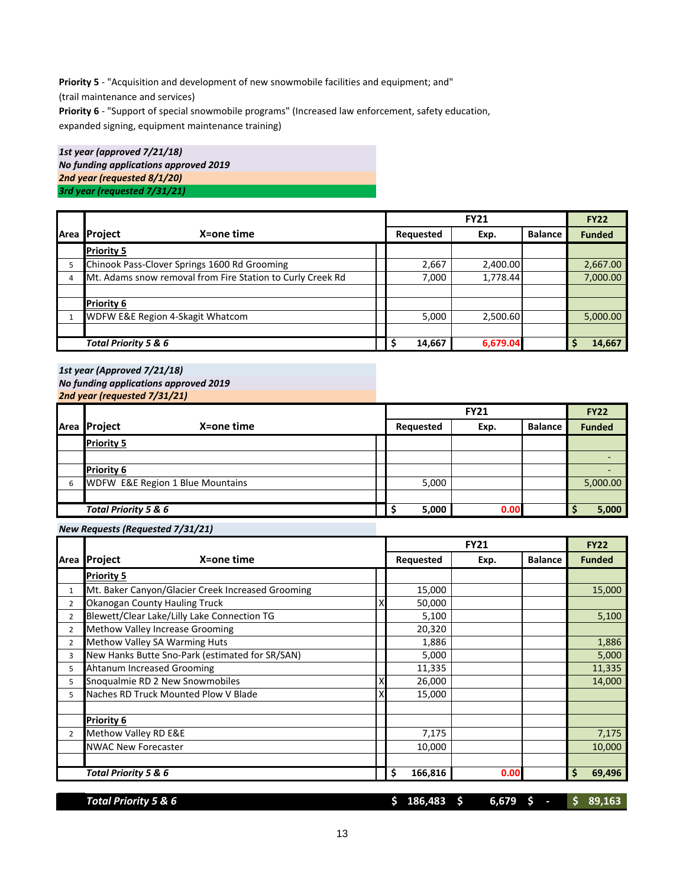**Priority 5** - "Acquisition and development of new snowmobile facilities and equipment; and" (trail maintenance and services)

**Priority 6** - "Support of special snowmobile programs" (Increased law enforcement, safety education, expanded signing, equipment maintenance training)

*1st year (approved 7/21/18)*
*No funding applications approved 2019*
*2nd year (requested 8/1/20)*
*3rd year (requested 7/31/21)*

| Area | Project | X=one time | FY21 Requested | FY21 Exp. | FY21 Balance | FY22 Funded |
|---|---|---|---|---|---|---|
| | **Priority 5** | | | | | |
| 5 | Chinook Pass-Clover Springs 1600 Rd Grooming | | 2,667 | 2,400.00 | | 2,667.00 |
| 4 | Mt. Adams snow removal from Fire Station to Curly Creek Rd | | 7,000 | 1,778.44 | | 7,000.00 |
| | | | | | | |
| | **Priority 6** | | | | | |
| 1 | WDFW E&E Region 4-Skagit Whatcom | | 5,000 | 2,500.60 | | 5,000.00 |
| | | | | | | |
| | ***Total Priority 5 & 6*** | | $ 14,667 | 6,679.04 | | $ 14,667 |

*1st year (Approved 7/21/18)*
*No funding applications approved 2019*
*2nd year (requested 7/31/21)*

| Area | Project | X=one time | FY21 Requested | FY21 Exp. | FY21 Balance | FY22 Funded |
|---|---|---|---|---|---|---|
| | **Priority 5** | | | | | |
| | | | | | | - |
| | **Priority 6** | | | | | - |
| 6 | WDFW E&E Region 1 Blue Mountains | | 5,000 | | | 5,000.00 |
| | | | | | | |
| | ***Total Priority 5 & 6*** | | $ 5,000 | 0.00 | | $ 5,000 |

*New Requests (Requested 7/31/21)*

| Area | Project | X=one time | FY21 Requested | FY21 Exp. | FY21 Balance | FY22 Funded |
|---|---|---|---|---|---|---|
| | **Priority 5** | | | | | |
| 1 | Mt. Baker Canyon/Glacier Creek Increased Grooming | | 15,000 | | | 15,000 |
| 2 | Okanogan County Hauling Truck | X | 50,000 | | | |
| 2 | Blewett/Clear Lake/Lilly Lake Connection TG | | 5,100 | | | 5,100 |
| 2 | Methow Valley Increase Grooming | | 20,320 | | | |
| 2 | Methow Valley SA Warming Huts | | 1,886 | | | 1,886 |
| 3 | New Hanks Butte Sno-Park (estimated for SR/SAN) | | 5,000 | | | 5,000 |
| 5 | Ahtanum Increased Grooming | | 11,335 | | | 11,335 |
| 5 | Snoqualmie RD 2 New Snowmobiles | X | 26,000 | | | 14,000 |
| 5 | Naches RD Truck Mounted Plow V Blade | X | 15,000 | | | |
| | | | | | | |
| | **Priority 6** | | | | | |
| 2 | Methow Valley RD E&E | | 7,175 | | | 7,175 |
| | NWAC New Forecaster | | 10,000 | | | 10,000 |
| | | | | | | |
| | ***Total Priority 5 & 6*** | | $ 166,816 | 0.00 | | $ 69,496 |

| | | | | | | |
|---|---|---|---|---|---|---|
| | ***Total Priority 5 & 6*** | | $ 186,483 | $ 6,679 | $ - | $ 89,163 |